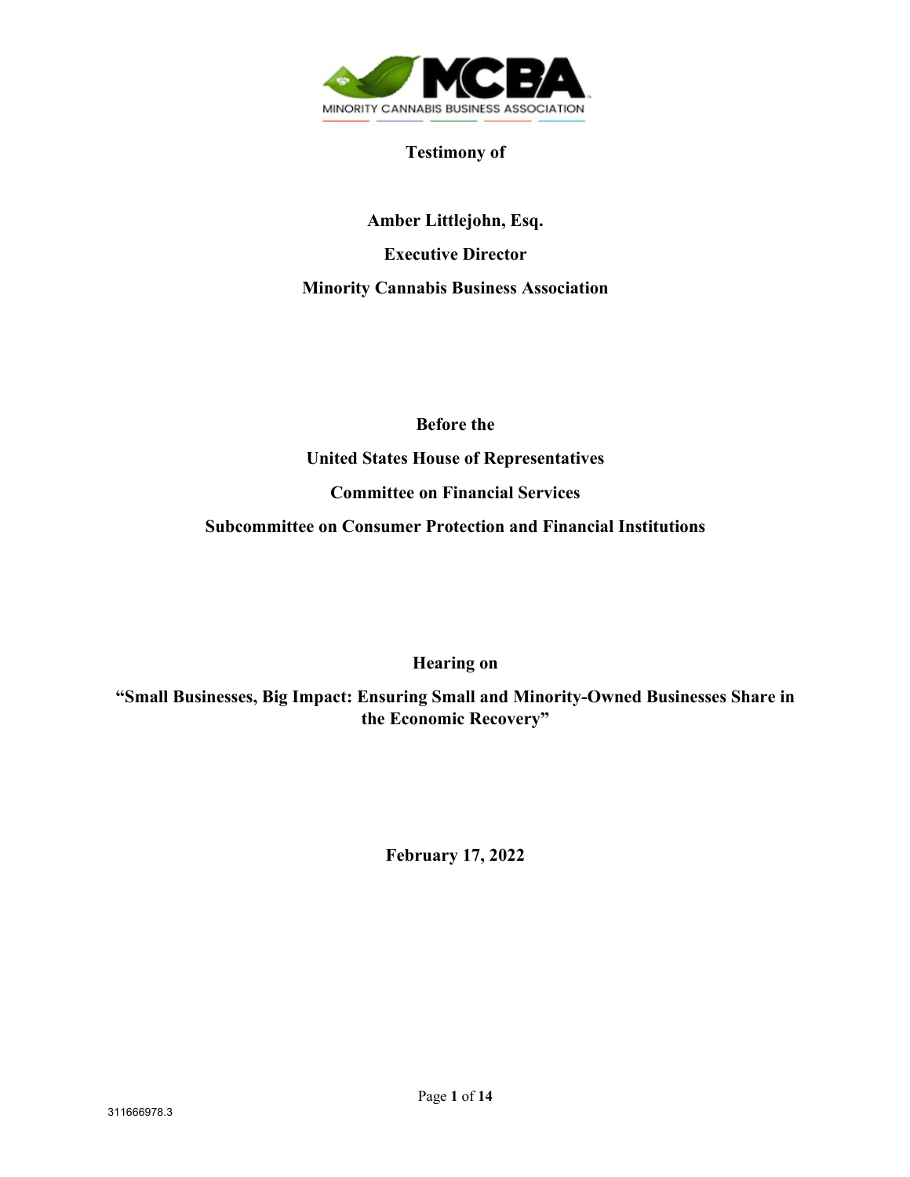MCBA
MINORITY CANNABIS BUSINESS ASSOCIATION

**Testimony of**

**Amber Littlejohn, Esq.**

**Executive Director**

**Minority Cannabis Business Association**

**Before the**

**United States House of Representatives**

**Committee on Financial Services**

**Subcommittee on Consumer Protection and Financial Institutions**

**Hearing on**

**"Small Businesses, Big Impact: Ensuring Small and Minority-Owned Businesses Share in the Economic Recovery"**

**February 17, 2022**

311666978.3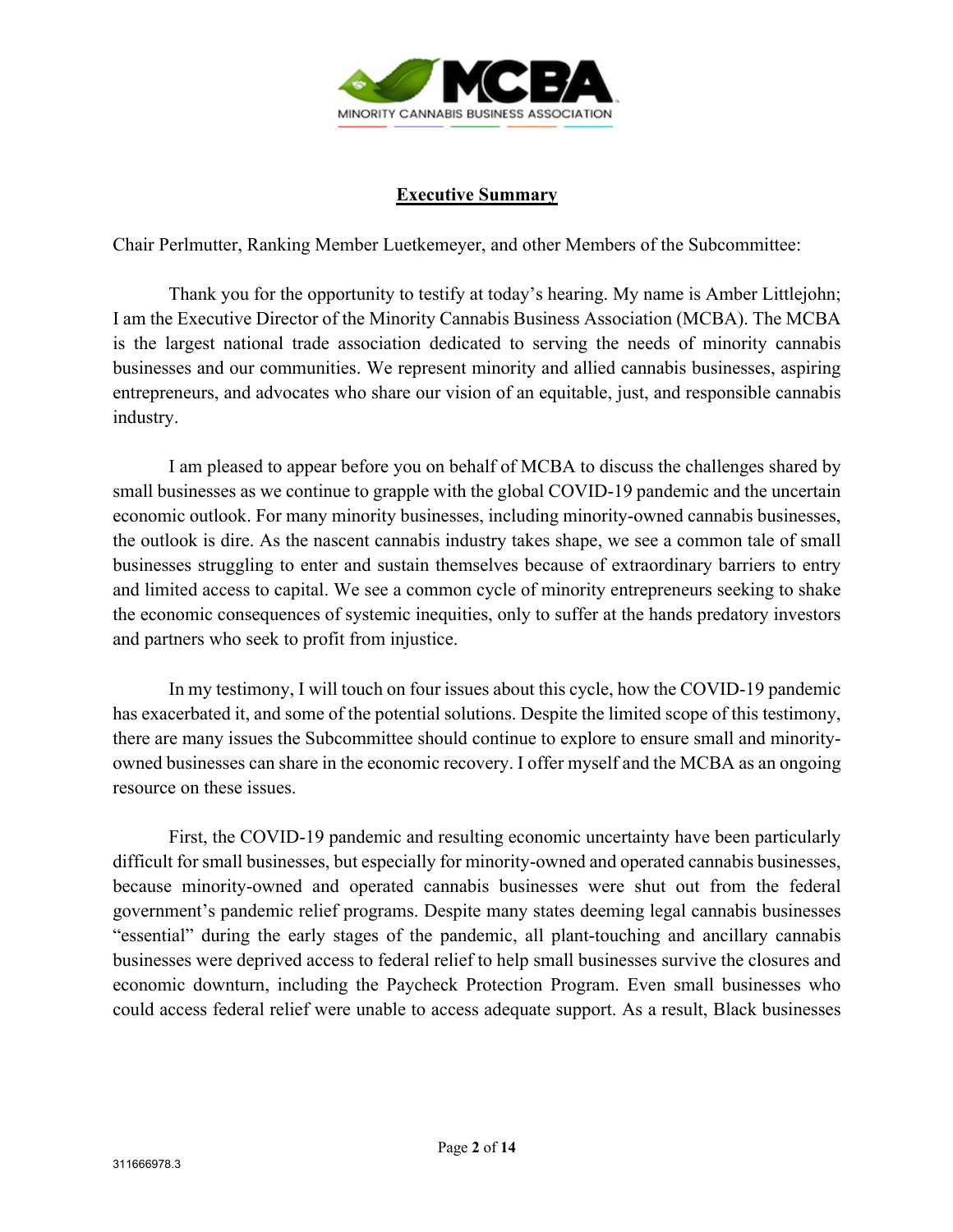## Executive Summary

Chair Perlmutter, Ranking Member Luetkemeyer, and other Members of the Subcommittee:

Thank you for the opportunity to testify at today's hearing. My name is Amber Littlejohn; I am the Executive Director of the Minority Cannabis Business Association (MCBA). The MCBA is the largest national trade association dedicated to serving the needs of minority cannabis businesses and our communities. We represent minority and allied cannabis businesses, aspiring entrepreneurs, and advocates who share our vision of an equitable, just, and responsible cannabis industry.

I am pleased to appear before you on behalf of MCBA to discuss the challenges shared by small businesses as we continue to grapple with the global COVID-19 pandemic and the uncertain economic outlook. For many minority businesses, including minority-owned cannabis businesses, the outlook is dire. As the nascent cannabis industry takes shape, we see a common tale of small businesses struggling to enter and sustain themselves because of extraordinary barriers to entry and limited access to capital. We see a common cycle of minority entrepreneurs seeking to shake the economic consequences of systemic inequities, only to suffer at the hands predatory investors and partners who seek to profit from injustice.

In my testimony, I will touch on four issues about this cycle, how the COVID-19 pandemic has exacerbated it, and some of the potential solutions. Despite the limited scope of this testimony, there are many issues the Subcommittee should continue to explore to ensure small and minority-owned businesses can share in the economic recovery. I offer myself and the MCBA as an ongoing resource on these issues.

First, the COVID-19 pandemic and resulting economic uncertainty have been particularly difficult for small businesses, but especially for minority-owned and operated cannabis businesses, because minority-owned and operated cannabis businesses were shut out from the federal government's pandemic relief programs. Despite many states deeming legal cannabis businesses "essential" during the early stages of the pandemic, all plant-touching and ancillary cannabis businesses were deprived access to federal relief to help small businesses survive the closures and economic downturn, including the Paycheck Protection Program. Even small businesses who could access federal relief were unable to access adequate support. As a result, Black businesses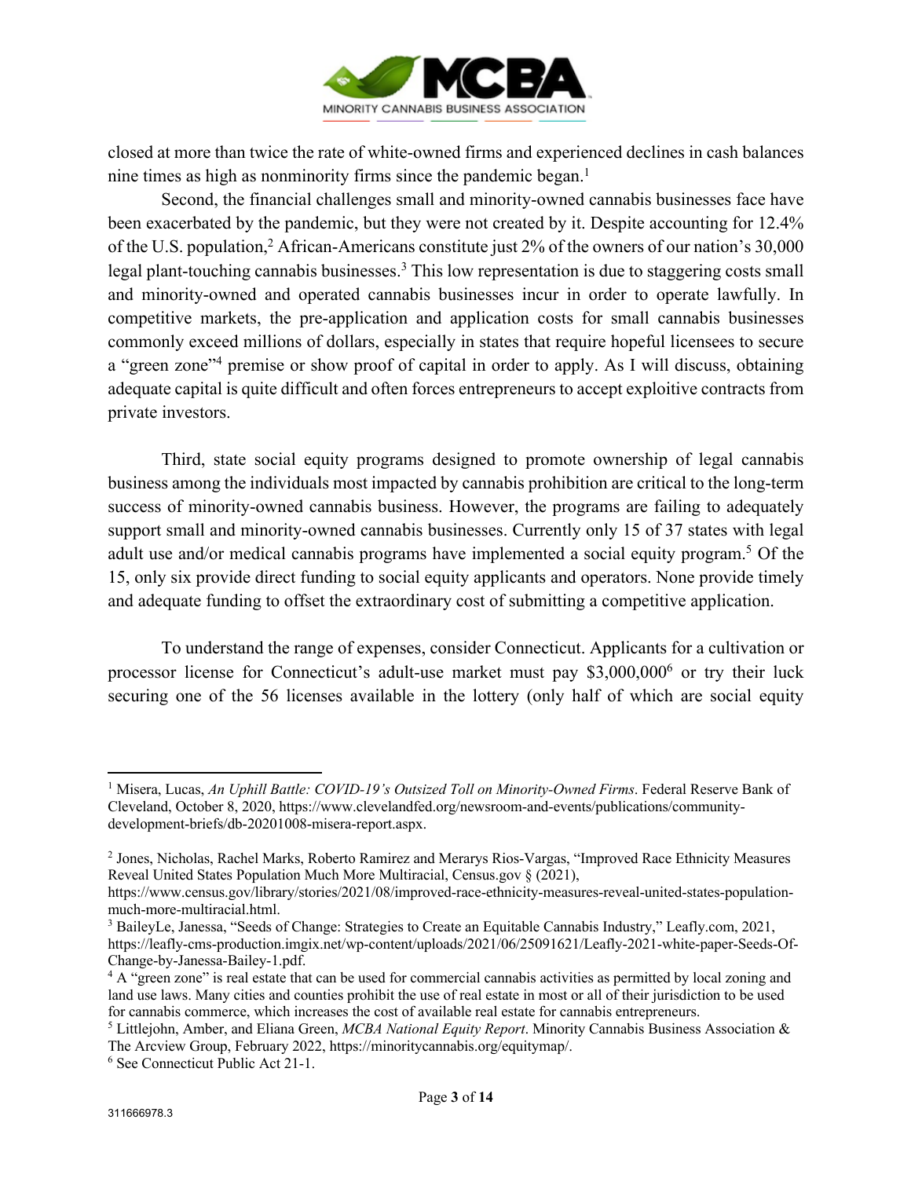closed at more than twice the rate of white-owned firms and experienced declines in cash balances nine times as high as nonminority firms since the pandemic began.[1]

Second, the financial challenges small and minority-owned cannabis businesses face have been exacerbated by the pandemic, but they were not created by it. Despite accounting for 12.4% of the U.S. population,[2] African-Americans constitute just 2% of the owners of our nation's 30,000 legal plant-touching cannabis businesses.[3] This low representation is due to staggering costs small and minority-owned and operated cannabis businesses incur in order to operate lawfully. In competitive markets, the pre-application and application costs for small cannabis businesses commonly exceed millions of dollars, especially in states that require hopeful licensees to secure a "green zone"[4] premise or show proof of capital in order to apply. As I will discuss, obtaining adequate capital is quite difficult and often forces entrepreneurs to accept exploitive contracts from private investors.

Third, state social equity programs designed to promote ownership of legal cannabis business among the individuals most impacted by cannabis prohibition are critical to the long-term success of minority-owned cannabis business. However, the programs are failing to adequately support small and minority-owned cannabis businesses. Currently only 15 of 37 states with legal adult use and/or medical cannabis programs have implemented a social equity program.[5] Of the 15, only six provide direct funding to social equity applicants and operators. None provide timely and adequate funding to offset the extraordinary cost of submitting a competitive application.

To understand the range of expenses, consider Connecticut. Applicants for a cultivation or processor license for Connecticut's adult-use market must pay $3,000,000[6] or try their luck securing one of the 56 licenses available in the lottery (only half of which are social equity

---

[1] Misera, Lucas, *An Uphill Battle: COVID-19's Outsized Toll on Minority-Owned Firms*. Federal Reserve Bank of Cleveland, October 8, 2020, https://www.clevelandfed.org/newsroom-and-events/publications/community-development-briefs/db-20201008-misera-report.aspx.

[2] Jones, Nicholas, Rachel Marks, Roberto Ramirez and Merarys Rios-Vargas, "Improved Race Ethnicity Measures Reveal United States Population Much More Multiracial, Census.gov § (2021), https://www.census.gov/library/stories/2021/08/improved-race-ethnicity-measures-reveal-united-states-population-much-more-multiracial.html.

[3] BaileyLe, Janessa, "Seeds of Change: Strategies to Create an Equitable Cannabis Industry," Leafly.com, 2021, https://leafly-cms-production.imgix.net/wp-content/uploads/2021/06/25091621/Leafly-2021-white-paper-Seeds-Of-Change-by-Janessa-Bailey-1.pdf.

[4] A "green zone" is real estate that can be used for commercial cannabis activities as permitted by local zoning and land use laws. Many cities and counties prohibit the use of real estate in most or all of their jurisdiction to be used for cannabis commerce, which increases the cost of available real estate for cannabis entrepreneurs.

[5] Littlejohn, Amber, and Eliana Green, *MCBA National Equity Report*. Minority Cannabis Business Association & The Arcview Group, February 2022, https://minoritycannabis.org/equitymap/.

[6] See Connecticut Public Act 21-1.

311666978.3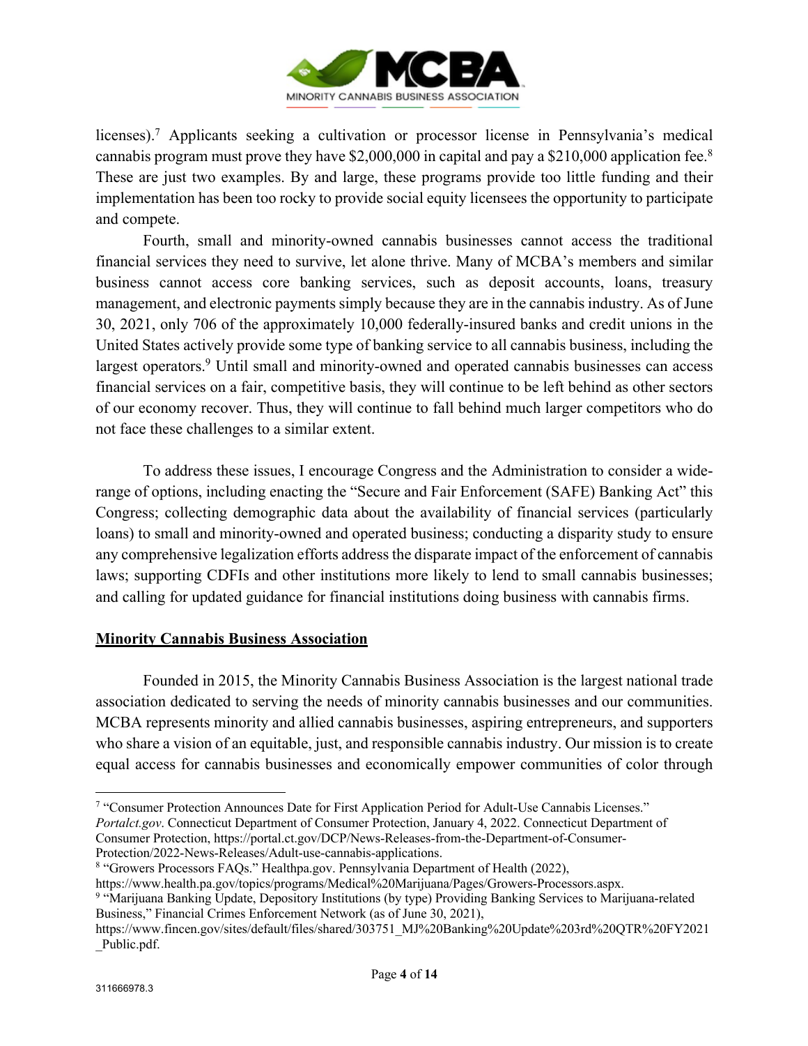licenses).[7] Applicants seeking a cultivation or processor license in Pennsylvania's medical cannabis program must prove they have $2,000,000 in capital and pay a $210,000 application fee.[8] These are just two examples. By and large, these programs provide too little funding and their implementation has been too rocky to provide social equity licensees the opportunity to participate and compete.

Fourth, small and minority-owned cannabis businesses cannot access the traditional financial services they need to survive, let alone thrive. Many of MCBA's members and similar business cannot access core banking services, such as deposit accounts, loans, treasury management, and electronic payments simply because they are in the cannabis industry. As of June 30, 2021, only 706 of the approximately 10,000 federally-insured banks and credit unions in the United States actively provide some type of banking service to all cannabis business, including the largest operators.[9] Until small and minority-owned and operated cannabis businesses can access financial services on a fair, competitive basis, they will continue to be left behind as other sectors of our economy recover. Thus, they will continue to fall behind much larger competitors who do not face these challenges to a similar extent.

To address these issues, I encourage Congress and the Administration to consider a wide-range of options, including enacting the "Secure and Fair Enforcement (SAFE) Banking Act" this Congress; collecting demographic data about the availability of financial services (particularly loans) to small and minority-owned and operated business; conducting a disparity study to ensure any comprehensive legalization efforts address the disparate impact of the enforcement of cannabis laws; supporting CDFIs and other institutions more likely to lend to small cannabis businesses; and calling for updated guidance for financial institutions doing business with cannabis firms.

## Minority Cannabis Business Association

Founded in 2015, the Minority Cannabis Business Association is the largest national trade association dedicated to serving the needs of minority cannabis businesses and our communities. MCBA represents minority and allied cannabis businesses, aspiring entrepreneurs, and supporters who share a vision of an equitable, just, and responsible cannabis industry. Our mission is to create equal access for cannabis businesses and economically empower communities of color through

---

[7] "Consumer Protection Announces Date for First Application Period for Adult-Use Cannabis Licenses." *Portalct.gov*. Connecticut Department of Consumer Protection, January 4, 2022. Connecticut Department of Consumer Protection, https://portal.ct.gov/DCP/News-Releases-from-the-Department-of-Consumer-Protection/2022-News-Releases/Adult-use-cannabis-applications.

[8] "Growers Processors FAQs." Healthpa.gov. Pennsylvania Department of Health (2022), https://www.health.pa.gov/topics/programs/Medical%20Marijuana/Pages/Growers-Processors.aspx.

[9] "Marijuana Banking Update, Depository Institutions (by type) Providing Banking Services to Marijuana-related Business," Financial Crimes Enforcement Network (as of June 30, 2021), https://www.fincen.gov/sites/default/files/shared/303751_MJ%20Banking%20Update%203rd%20QTR%20FY2021_Public.pdf.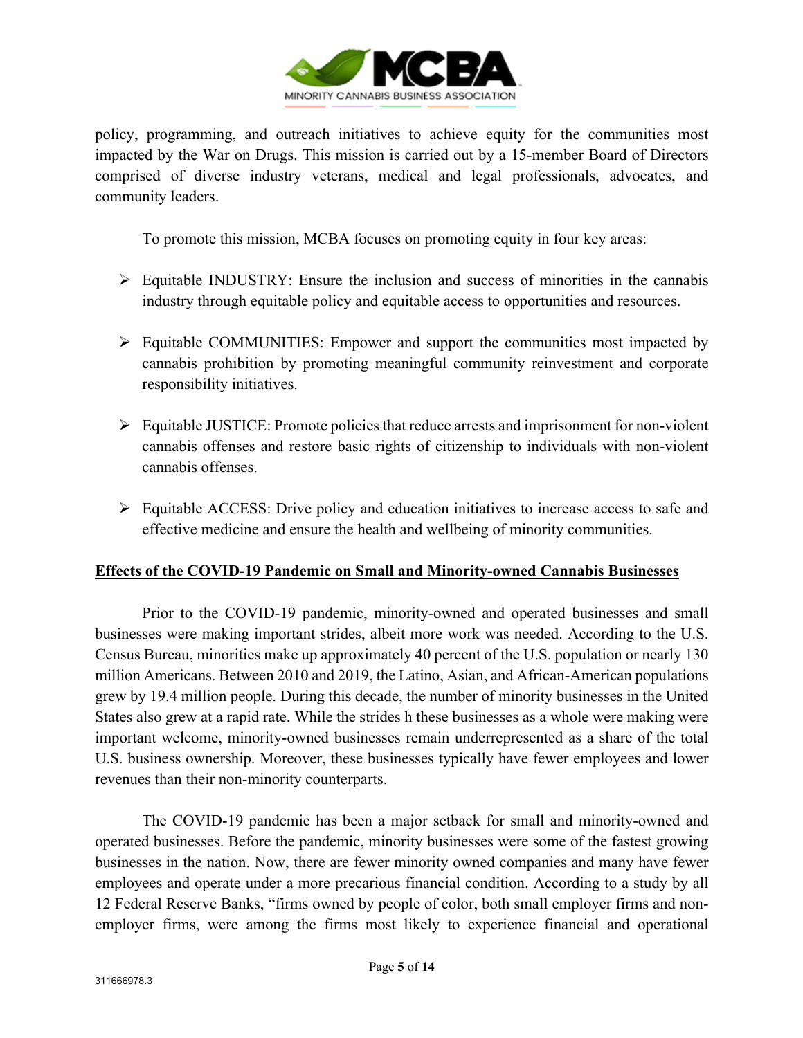policy, programming, and outreach initiatives to achieve equity for the communities most impacted by the War on Drugs. This mission is carried out by a 15-member Board of Directors comprised of diverse industry veterans, medical and legal professionals, advocates, and community leaders.

To promote this mission, MCBA focuses on promoting equity in four key areas:

- Equitable INDUSTRY: Ensure the inclusion and success of minorities in the cannabis industry through equitable policy and equitable access to opportunities and resources.
- Equitable COMMUNITIES: Empower and support the communities most impacted by cannabis prohibition by promoting meaningful community reinvestment and corporate responsibility initiatives.
- Equitable JUSTICE: Promote policies that reduce arrests and imprisonment for non-violent cannabis offenses and restore basic rights of citizenship to individuals with non-violent cannabis offenses.
- Equitable ACCESS: Drive policy and education initiatives to increase access to safe and effective medicine and ensure the health and wellbeing of minority communities.

**Effects of the COVID-19 Pandemic on Small and Minority-owned Cannabis Businesses**

Prior to the COVID-19 pandemic, minority-owned and operated businesses and small businesses were making important strides, albeit more work was needed. According to the U.S. Census Bureau, minorities make up approximately 40 percent of the U.S. population or nearly 130 million Americans. Between 2010 and 2019, the Latino, Asian, and African-American populations grew by 19.4 million people. During this decade, the number of minority businesses in the United States also grew at a rapid rate. While the strides h these businesses as a whole were making were important welcome, minority-owned businesses remain underrepresented as a share of the total U.S. business ownership. Moreover, these businesses typically have fewer employees and lower revenues than their non-minority counterparts.

The COVID-19 pandemic has been a major setback for small and minority-owned and operated businesses. Before the pandemic, minority businesses were some of the fastest growing businesses in the nation. Now, there are fewer minority owned companies and many have fewer employees and operate under a more precarious financial condition. According to a study by all 12 Federal Reserve Banks, "firms owned by people of color, both small employer firms and non-employer firms, were among the firms most likely to experience financial and operational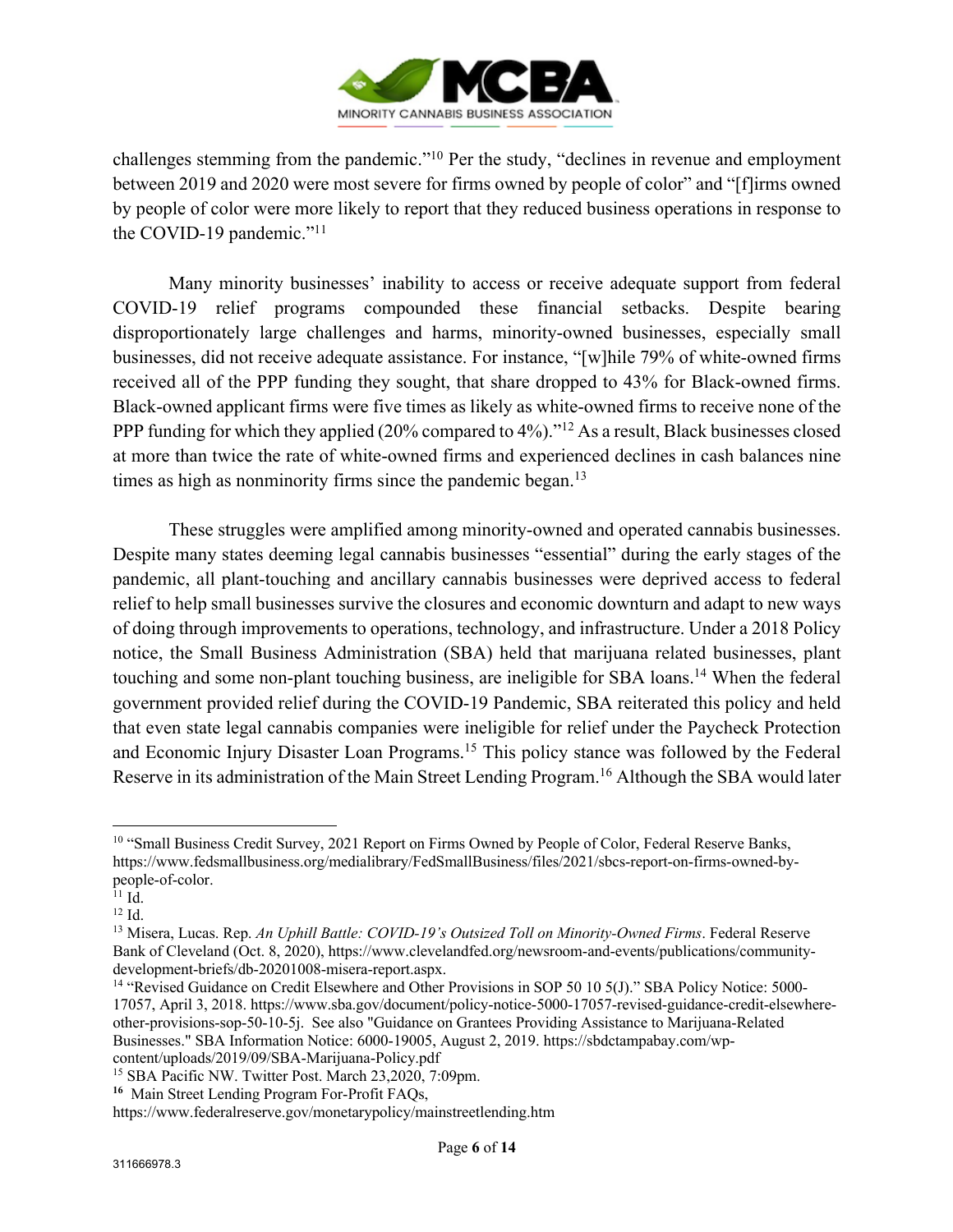challenges stemming from the pandemic."[10] Per the study, "declines in revenue and employment between 2019 and 2020 were most severe for firms owned by people of color" and "[f]irms owned by people of color were more likely to report that they reduced business operations in response to the COVID-19 pandemic."[11]

Many minority businesses' inability to access or receive adequate support from federal COVID-19 relief programs compounded these financial setbacks. Despite bearing disproportionately large challenges and harms, minority-owned businesses, especially small businesses, did not receive adequate assistance. For instance, "[w]hile 79% of white-owned firms received all of the PPP funding they sought, that share dropped to 43% for Black-owned firms. Black-owned applicant firms were five times as likely as white-owned firms to receive none of the PPP funding for which they applied (20% compared to 4%)."[12] As a result, Black businesses closed at more than twice the rate of white-owned firms and experienced declines in cash balances nine times as high as nonminority firms since the pandemic began.[13]

These struggles were amplified among minority-owned and operated cannabis businesses. Despite many states deeming legal cannabis businesses "essential" during the early stages of the pandemic, all plant-touching and ancillary cannabis businesses were deprived access to federal relief to help small businesses survive the closures and economic downturn and adapt to new ways of doing through improvements to operations, technology, and infrastructure. Under a 2018 Policy notice, the Small Business Administration (SBA) held that marijuana related businesses, plant touching and some non-plant touching business, are ineligible for SBA loans.[14] When the federal government provided relief during the COVID-19 Pandemic, SBA reiterated this policy and held that even state legal cannabis companies were ineligible for relief under the Paycheck Protection and Economic Injury Disaster Loan Programs.[15] This policy stance was followed by the Federal Reserve in its administration of the Main Street Lending Program.[16] Although the SBA would later

---

[10] "Small Business Credit Survey, 2021 Report on Firms Owned by People of Color, Federal Reserve Banks, https://www.fedsmallbusiness.org/medialibrary/FedSmallBusiness/files/2021/sbcs-report-on-firms-owned-by-people-of-color.

[11] Id.

[12] Id.

[13] Misera, Lucas. Rep. *An Uphill Battle: COVID-19's Outsized Toll on Minority-Owned Firms*. Federal Reserve Bank of Cleveland (Oct. 8, 2020), https://www.clevelandfed.org/newsroom-and-events/publications/community-development-briefs/db-20201008-misera-report.aspx.

[14] "Revised Guidance on Credit Elsewhere and Other Provisions in SOP 50 10 5(J)." SBA Policy Notice: 5000-17057, April 3, 2018. https://www.sba.gov/document/policy-notice-5000-17057-revised-guidance-credit-elsewhere-other-provisions-sop-50-10-5j. See also "Guidance on Grantees Providing Assistance to Marijuana-Related Businesses." SBA Information Notice: 6000-19005, August 2, 2019. https://sbdctampabay.com/wp-content/uploads/2019/09/SBA-Marijuana-Policy.pdf

[15] SBA Pacific NW. Twitter Post. March 23,2020, 7:09pm.

[16] Main Street Lending Program For-Profit FAQs, https://www.federalreserve.gov/monetarypolicy/mainstreetlending.htm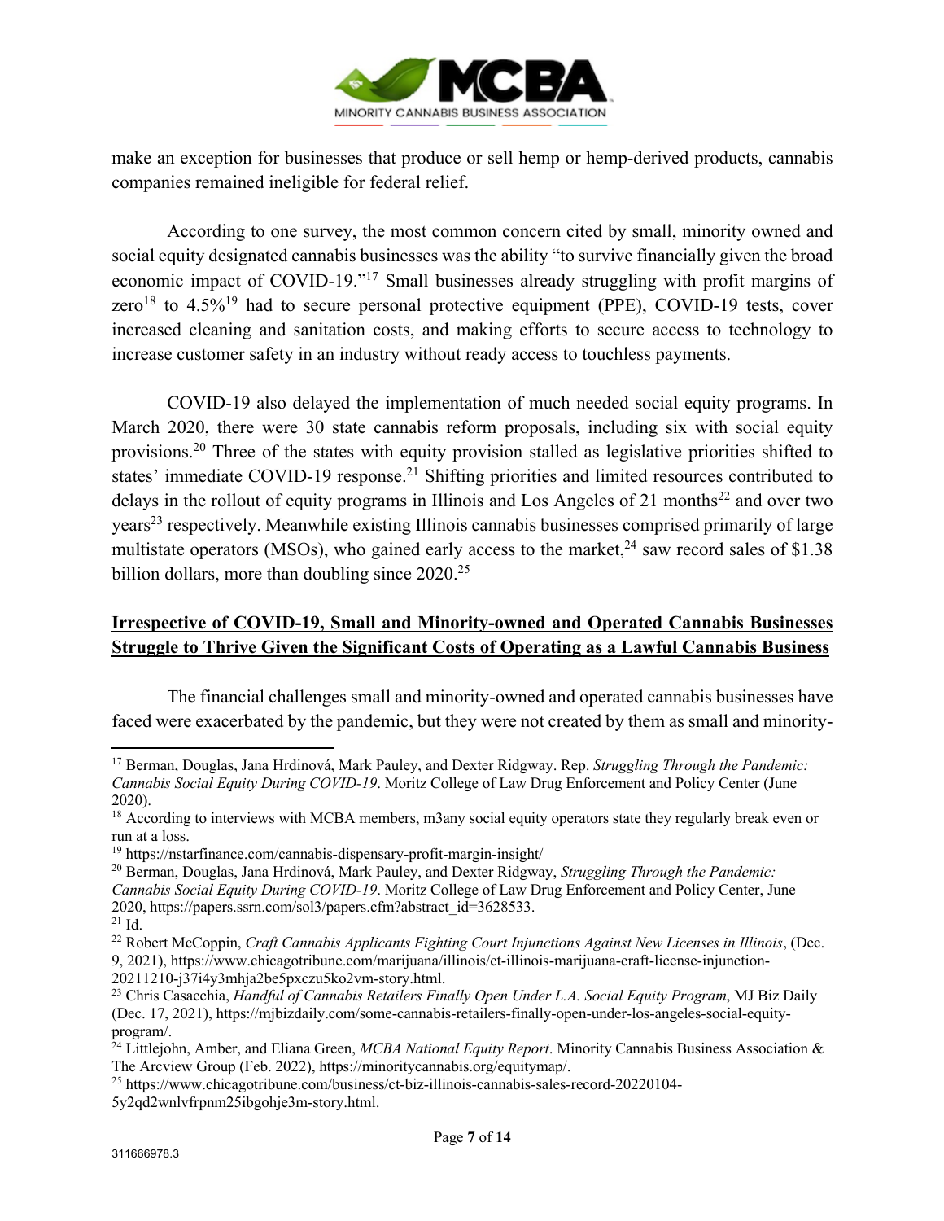make an exception for businesses that produce or sell hemp or hemp-derived products, cannabis companies remained ineligible for federal relief.

According to one survey, the most common concern cited by small, minority owned and social equity designated cannabis businesses was the ability "to survive financially given the broad economic impact of COVID-19."[17] Small businesses already struggling with profit margins of zero[18] to 4.5%[19] had to secure personal protective equipment (PPE), COVID-19 tests, cover increased cleaning and sanitation costs, and making efforts to secure access to technology to increase customer safety in an industry without ready access to touchless payments.

COVID-19 also delayed the implementation of much needed social equity programs. In March 2020, there were 30 state cannabis reform proposals, including six with social equity provisions.[20] Three of the states with equity provision stalled as legislative priorities shifted to states' immediate COVID-19 response.[21] Shifting priorities and limited resources contributed to delays in the rollout of equity programs in Illinois and Los Angeles of 21 months[22] and over two years[23] respectively. Meanwhile existing Illinois cannabis businesses comprised primarily of large multistate operators (MSOs), who gained early access to the market,[24] saw record sales of $1.38 billion dollars, more than doubling since 2020.[25]

## **Irrespective of COVID-19, Small and Minority-owned and Operated Cannabis Businesses Struggle to Thrive Given the Significant Costs of Operating as a Lawful Cannabis Business**

The financial challenges small and minority-owned and operated cannabis businesses have faced were exacerbated by the pandemic, but they were not created by them as small and minority-

---

[17] Berman, Douglas, Jana Hrdinová, Mark Pauley, and Dexter Ridgway. Rep. *Struggling Through the Pandemic: Cannabis Social Equity During COVID-19*. Moritz College of Law Drug Enforcement and Policy Center (June 2020).

[18] According to interviews with MCBA members, m3any social equity operators state they regularly break even or run at a loss.

[19] https://nstarfinance.com/cannabis-dispensary-profit-margin-insight/

[20] Berman, Douglas, Jana Hrdinová, Mark Pauley, and Dexter Ridgway, *Struggling Through the Pandemic: Cannabis Social Equity During COVID-19*. Moritz College of Law Drug Enforcement and Policy Center, June 2020, https://papers.ssrn.com/sol3/papers.cfm?abstract_id=3628533.

[21] Id.

[22] Robert McCoppin, *Craft Cannabis Applicants Fighting Court Injunctions Against New Licenses in Illinois*, (Dec. 9, 2021), https://www.chicagotribune.com/marijuana/illinois/ct-illinois-marijuana-craft-license-injunction-20211210-j37i4y3mhja2be5pxczu5ko2vm-story.html.

[23] Chris Casacchia, *Handful of Cannabis Retailers Finally Open Under L.A. Social Equity Program*, MJ Biz Daily (Dec. 17, 2021), https://mjbizdaily.com/some-cannabis-retailers-finally-open-under-los-angeles-social-equity-program/.

[24] Littlejohn, Amber, and Eliana Green, *MCBA National Equity Report*. Minority Cannabis Business Association & The Arcview Group (Feb. 2022), https://minoritycannabis.org/equitymap/.

[25] https://www.chicagotribune.com/business/ct-biz-illinois-cannabis-sales-record-20220104-5y2qd2wnlvfrpnm25ibgohje3m-story.html.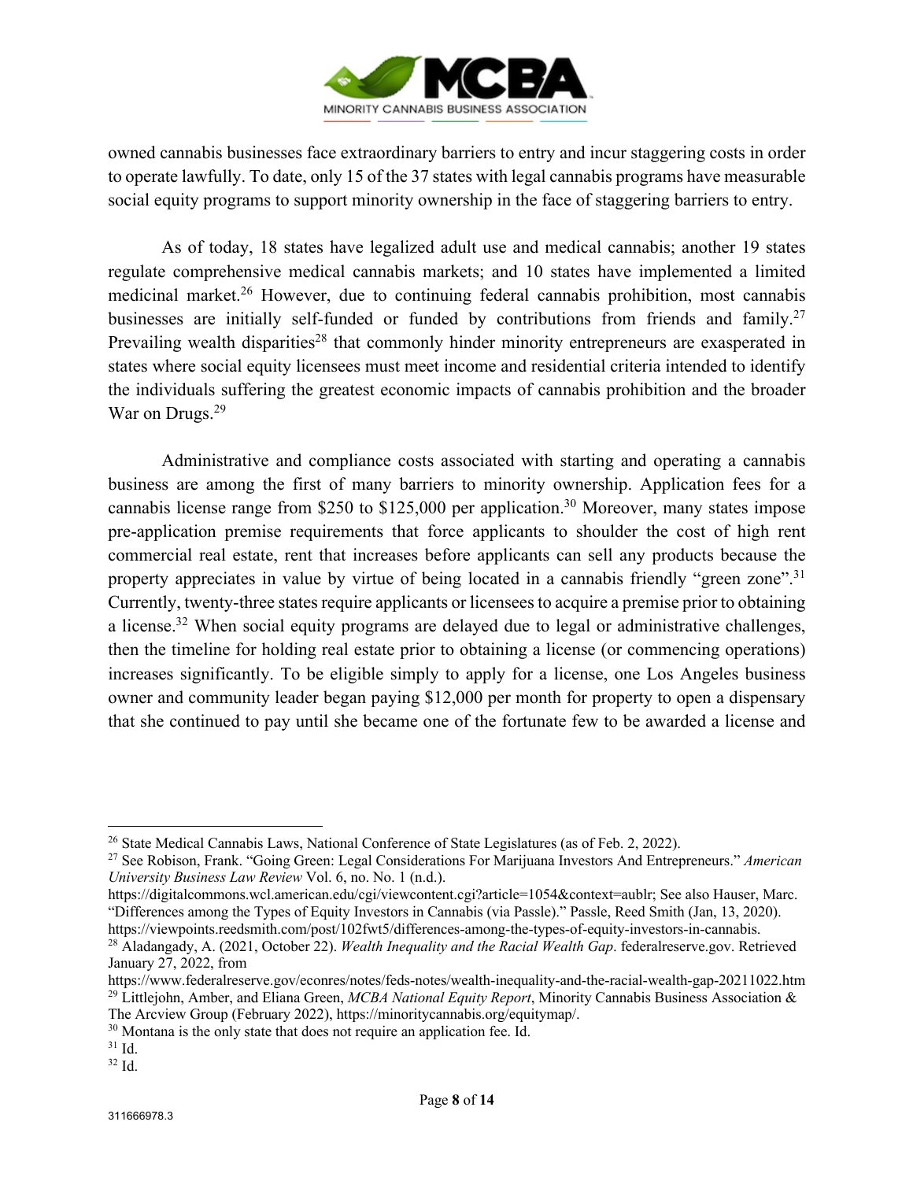owned cannabis businesses face extraordinary barriers to entry and incur staggering costs in order to operate lawfully. To date, only 15 of the 37 states with legal cannabis programs have measurable social equity programs to support minority ownership in the face of staggering barriers to entry.

As of today, 18 states have legalized adult use and medical cannabis; another 19 states regulate comprehensive medical cannabis markets; and 10 states have implemented a limited medicinal market.[26] However, due to continuing federal cannabis prohibition, most cannabis businesses are initially self-funded or funded by contributions from friends and family.[27] Prevailing wealth disparities[28] that commonly hinder minority entrepreneurs are exasperated in states where social equity licensees must meet income and residential criteria intended to identify the individuals suffering the greatest economic impacts of cannabis prohibition and the broader War on Drugs.[29]

Administrative and compliance costs associated with starting and operating a cannabis business are among the first of many barriers to minority ownership. Application fees for a cannabis license range from $250 to $125,000 per application.[30] Moreover, many states impose pre-application premise requirements that force applicants to shoulder the cost of high rent commercial real estate, rent that increases before applicants can sell any products because the property appreciates in value by virtue of being located in a cannabis friendly "green zone".[31] Currently, twenty-three states require applicants or licensees to acquire a premise prior to obtaining a license.[32] When social equity programs are delayed due to legal or administrative challenges, then the timeline for holding real estate prior to obtaining a license (or commencing operations) increases significantly. To be eligible simply to apply for a license, one Los Angeles business owner and community leader began paying $12,000 per month for property to open a dispensary that she continued to pay until she became one of the fortunate few to be awarded a license and

---

[26] State Medical Cannabis Laws, National Conference of State Legislatures (as of Feb. 2, 2022).

[27] See Robison, Frank. "Going Green: Legal Considerations For Marijuana Investors And Entrepreneurs." *American University Business Law Review* Vol. 6, no. No. 1 (n.d.). https://digitalcommons.wcl.american.edu/cgi/viewcontent.cgi?article=1054&context=aublr; See also Hauser, Marc. "Differences among the Types of Equity Investors in Cannabis (via Passle)." Passle, Reed Smith (Jan, 13, 2020). https://viewpoints.reedsmith.com/post/102fwt5/differences-among-the-types-of-equity-investors-in-cannabis.

[28] Aladangady, A. (2021, October 22). *Wealth Inequality and the Racial Wealth Gap*. federalreserve.gov. Retrieved January 27, 2022, from https://www.federalreserve.gov/econres/notes/feds-notes/wealth-inequality-and-the-racial-wealth-gap-20211022.htm

[29] Littlejohn, Amber, and Eliana Green, *MCBA National Equity Report*, Minority Cannabis Business Association & The Arcview Group (February 2022), https://minoritycannabis.org/equitymap/.

[30] Montana is the only state that does not require an application fee. Id.

[31] Id.

[32] Id.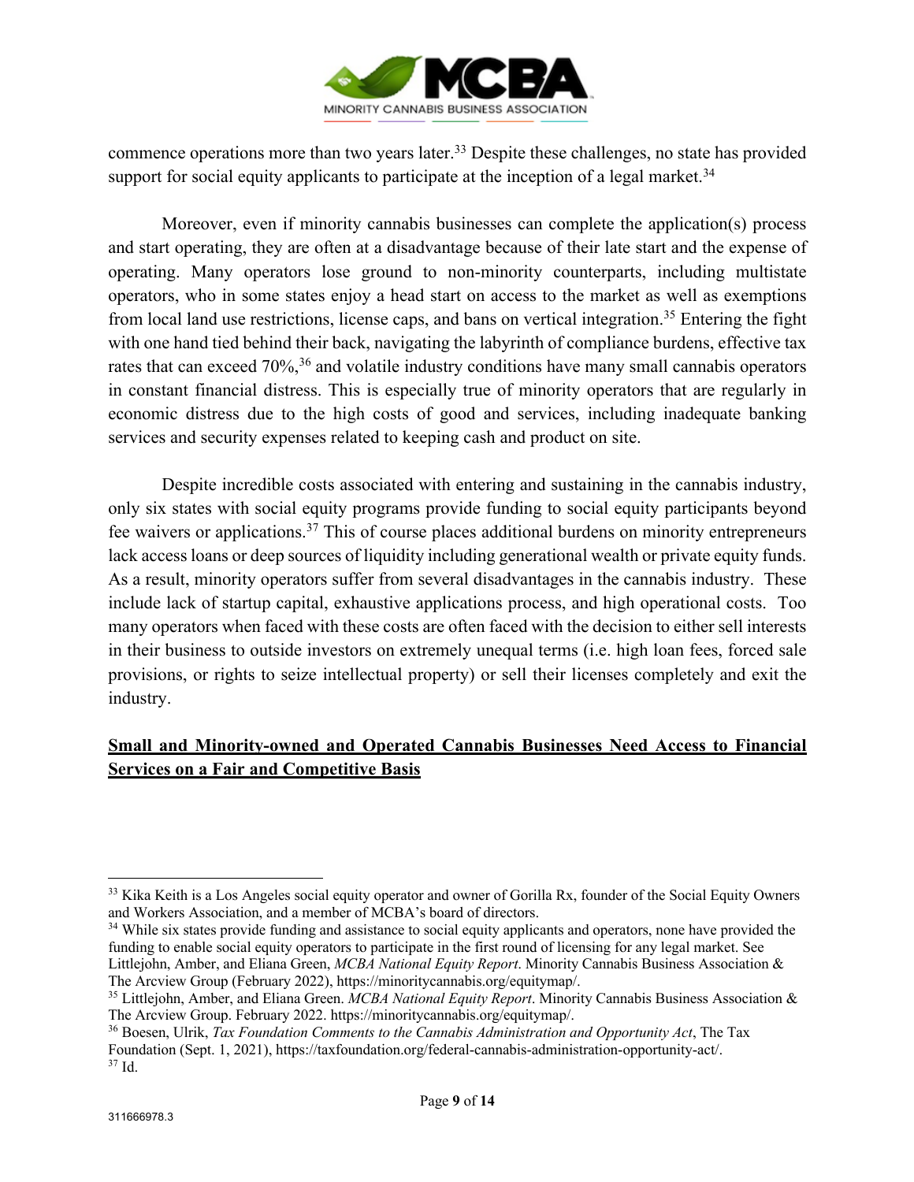commence operations more than two years later.[33] Despite these challenges, no state has provided support for social equity applicants to participate at the inception of a legal market.[34]

Moreover, even if minority cannabis businesses can complete the application(s) process and start operating, they are often at a disadvantage because of their late start and the expense of operating. Many operators lose ground to non-minority counterparts, including multistate operators, who in some states enjoy a head start on access to the market as well as exemptions from local land use restrictions, license caps, and bans on vertical integration.[35] Entering the fight with one hand tied behind their back, navigating the labyrinth of compliance burdens, effective tax rates that can exceed 70%,[36] and volatile industry conditions have many small cannabis operators in constant financial distress. This is especially true of minority operators that are regularly in economic distress due to the high costs of good and services, including inadequate banking services and security expenses related to keeping cash and product on site.

Despite incredible costs associated with entering and sustaining in the cannabis industry, only six states with social equity programs provide funding to social equity participants beyond fee waivers or applications.[37] This of course places additional burdens on minority entrepreneurs lack access loans or deep sources of liquidity including generational wealth or private equity funds. As a result, minority operators suffer from several disadvantages in the cannabis industry. These include lack of startup capital, exhaustive applications process, and high operational costs. Too many operators when faced with these costs are often faced with the decision to either sell interests in their business to outside investors on extremely unequal terms (i.e. high loan fees, forced sale provisions, or rights to seize intellectual property) or sell their licenses completely and exit the industry.

**Small and Minority-owned and Operated Cannabis Businesses Need Access to Financial Services on a Fair and Competitive Basis**

---

[33] Kika Keith is a Los Angeles social equity operator and owner of Gorilla Rx, founder of the Social Equity Owners and Workers Association, and a member of MCBA's board of directors.

[34] While six states provide funding and assistance to social equity applicants and operators, none have provided the funding to enable social equity operators to participate in the first round of licensing for any legal market. See Littlejohn, Amber, and Eliana Green, *MCBA National Equity Report*. Minority Cannabis Business Association & The Arcview Group (February 2022), https://minoritycannabis.org/equitymap/.

[35] Littlejohn, Amber, and Eliana Green. *MCBA National Equity Report*. Minority Cannabis Business Association & The Arcview Group. February 2022. https://minoritycannabis.org/equitymap/.

[36] Boesen, Ulrik, *Tax Foundation Comments to the Cannabis Administration and Opportunity Act*, The Tax Foundation (Sept. 1, 2021), https://taxfoundation.org/federal-cannabis-administration-opportunity-act/.

[37] Id.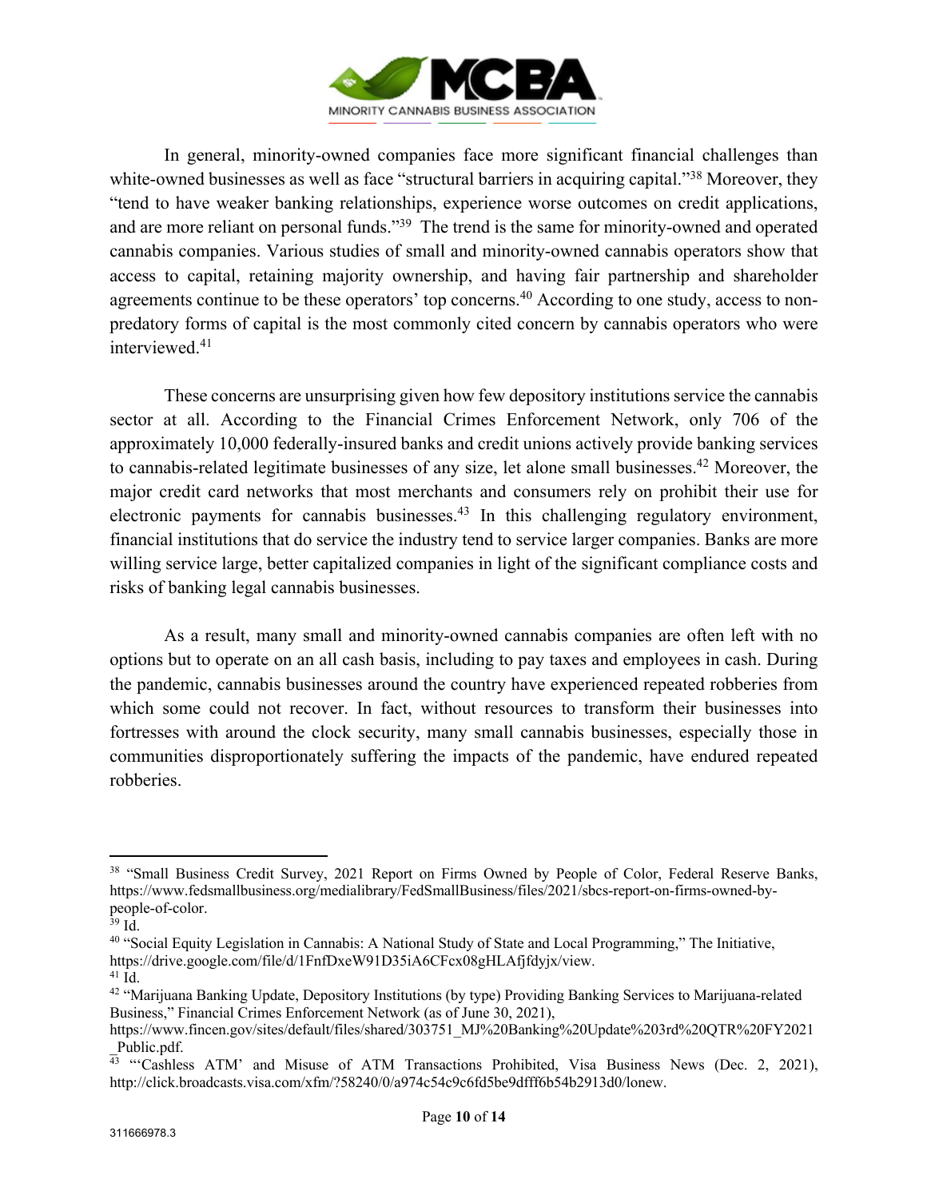In general, minority-owned companies face more significant financial challenges than white-owned businesses as well as face "structural barriers in acquiring capital."[38] Moreover, they "tend to have weaker banking relationships, experience worse outcomes on credit applications, and are more reliant on personal funds."[39] The trend is the same for minority-owned and operated cannabis companies. Various studies of small and minority-owned cannabis operators show that access to capital, retaining majority ownership, and having fair partnership and shareholder agreements continue to be these operators' top concerns.[40] According to one study, access to non-predatory forms of capital is the most commonly cited concern by cannabis operators who were interviewed.[41]

These concerns are unsurprising given how few depository institutions service the cannabis sector at all. According to the Financial Crimes Enforcement Network, only 706 of the approximately 10,000 federally-insured banks and credit unions actively provide banking services to cannabis-related legitimate businesses of any size, let alone small businesses.[42] Moreover, the major credit card networks that most merchants and consumers rely on prohibit their use for electronic payments for cannabis businesses.[43] In this challenging regulatory environment, financial institutions that do service the industry tend to service larger companies. Banks are more willing service large, better capitalized companies in light of the significant compliance costs and risks of banking legal cannabis businesses.

As a result, many small and minority-owned cannabis companies are often left with no options but to operate on an all cash basis, including to pay taxes and employees in cash. During the pandemic, cannabis businesses around the country have experienced repeated robberies from which some could not recover. In fact, without resources to transform their businesses into fortresses with around the clock security, many small cannabis businesses, especially those in communities disproportionately suffering the impacts of the pandemic, have endured repeated robberies.

---

[38] "Small Business Credit Survey, 2021 Report on Firms Owned by People of Color, Federal Reserve Banks, https://www.fedsmallbusiness.org/medialibrary/FedSmallBusiness/files/2021/sbcs-report-on-firms-owned-by-people-of-color.

[39] Id.

[40] "Social Equity Legislation in Cannabis: A National Study of State and Local Programming," The Initiative, https://drive.google.com/file/d/1FnfDxeW91D35iA6CFcx08gHLAfjfdyjx/view.

[41] Id.

[42] "Marijuana Banking Update, Depository Institutions (by type) Providing Banking Services to Marijuana-related Business," Financial Crimes Enforcement Network (as of June 30, 2021), https://www.fincen.gov/sites/default/files/shared/303751_MJ%20Banking%20Update%203rd%20QTR%20FY2021_Public.pdf.

[43] "'Cashless ATM' and Misuse of ATM Transactions Prohibited, Visa Business News (Dec. 2, 2021), http://click.broadcasts.visa.com/xfm/?58240/0/a974c54c9c6fd5be9dfff6b54b2913d0/lonew.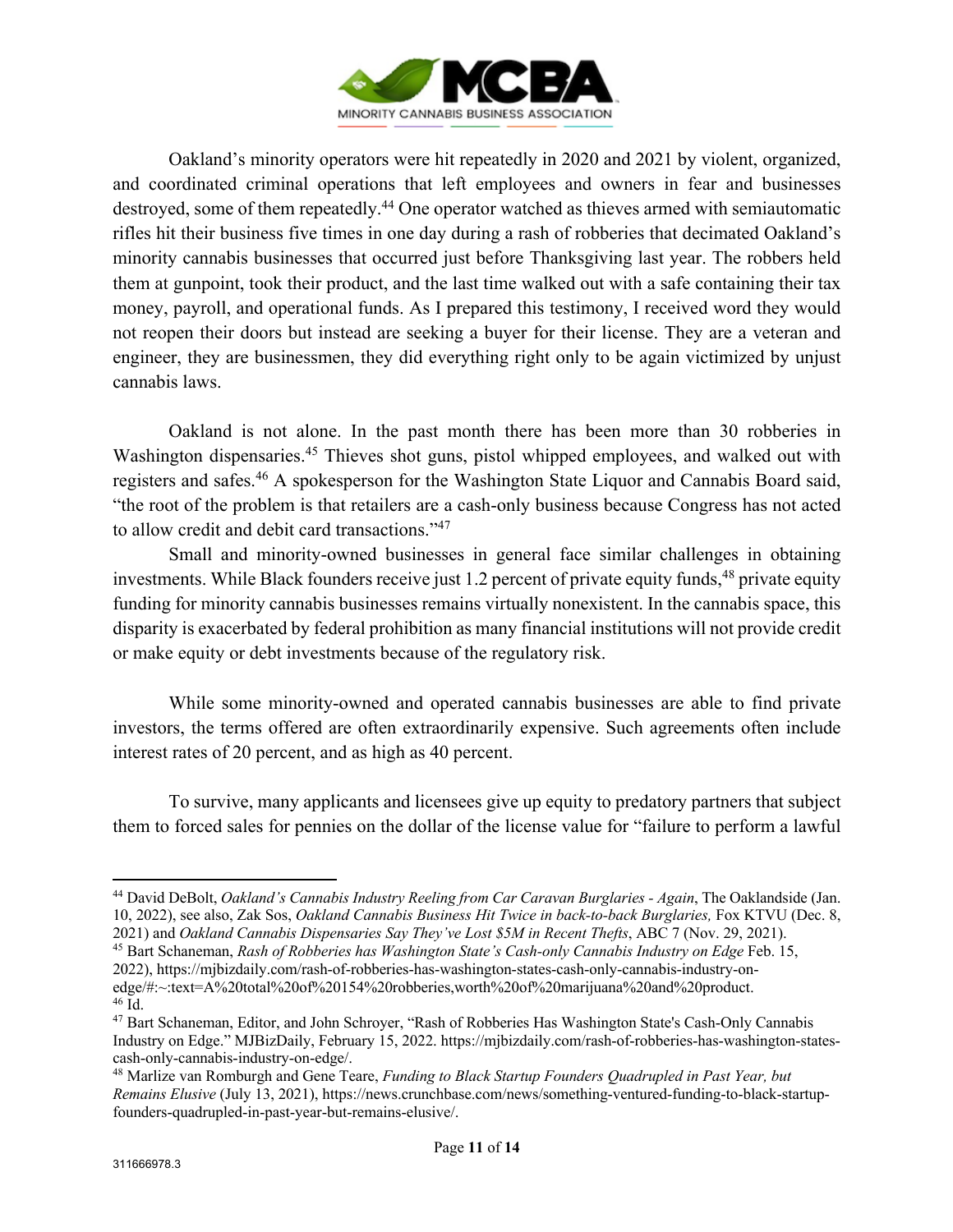Oakland's minority operators were hit repeatedly in 2020 and 2021 by violent, organized, and coordinated criminal operations that left employees and owners in fear and businesses destroyed, some of them repeatedly.[44] One operator watched as thieves armed with semiautomatic rifles hit their business five times in one day during a rash of robberies that decimated Oakland's minority cannabis businesses that occurred just before Thanksgiving last year. The robbers held them at gunpoint, took their product, and the last time walked out with a safe containing their tax money, payroll, and operational funds. As I prepared this testimony, I received word they would not reopen their doors but instead are seeking a buyer for their license. They are a veteran and engineer, they are businessmen, they did everything right only to be again victimized by unjust cannabis laws.

Oakland is not alone. In the past month there has been more than 30 robberies in Washington dispensaries.[45] Thieves shot guns, pistol whipped employees, and walked out with registers and safes.[46] A spokesperson for the Washington State Liquor and Cannabis Board said, "the root of the problem is that retailers are a cash-only business because Congress has not acted to allow credit and debit card transactions."[47]

Small and minority-owned businesses in general face similar challenges in obtaining investments. While Black founders receive just 1.2 percent of private equity funds,[48] private equity funding for minority cannabis businesses remains virtually nonexistent. In the cannabis space, this disparity is exacerbated by federal prohibition as many financial institutions will not provide credit or make equity or debt investments because of the regulatory risk.

While some minority-owned and operated cannabis businesses are able to find private investors, the terms offered are often extraordinarily expensive. Such agreements often include interest rates of 20 percent, and as high as 40 percent.

To survive, many applicants and licensees give up equity to predatory partners that subject them to forced sales for pennies on the dollar of the license value for "failure to perform a lawful

---

[44] David DeBolt, *Oakland's Cannabis Industry Reeling from Car Caravan Burglaries - Again*, The Oaklandside (Jan. 10, 2022), see also, Zak Sos, *Oakland Cannabis Business Hit Twice in back-to-back Burglaries,* Fox KTVU (Dec. 8, 2021) and *Oakland Cannabis Dispensaries Say They've Lost $5M in Recent Thefts*, ABC 7 (Nov. 29, 2021).

[45] Bart Schaneman, *Rash of Robberies has Washington State's Cash-only Cannabis Industry on Edge* Feb. 15, 2022), https://mjbizdaily.com/rash-of-robberies-has-washington-states-cash-only-cannabis-industry-on-edge/#:~:text=A%20total%20of%20154%20robberies,worth%20of%20marijuana%20and%20product.

[46] Id.

[47] Bart Schaneman, Editor, and John Schroyer, "Rash of Robberies Has Washington State's Cash-Only Cannabis Industry on Edge." MJBizDaily, February 15, 2022. https://mjbizdaily.com/rash-of-robberies-has-washington-states-cash-only-cannabis-industry-on-edge/.

[48] Marlize van Romburgh and Gene Teare, *Funding to Black Startup Founders Quadrupled in Past Year, but Remains Elusive* (July 13, 2021), https://news.crunchbase.com/news/something-ventured-funding-to-black-startup-founders-quadrupled-in-past-year-but-remains-elusive/.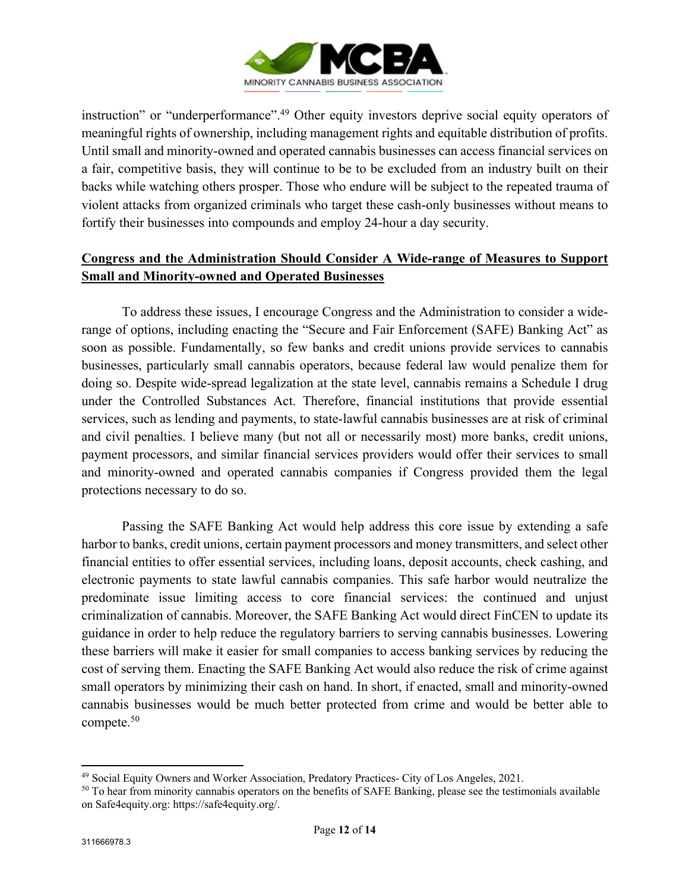instruction" or "underperformance".[49] Other equity investors deprive social equity operators of meaningful rights of ownership, including management rights and equitable distribution of profits. Until small and minority-owned and operated cannabis businesses can access financial services on a fair, competitive basis, they will continue to be to be excluded from an industry built on their backs while watching others prosper. Those who endure will be subject to the repeated trauma of violent attacks from organized criminals who target these cash-only businesses without means to fortify their businesses into compounds and employ 24-hour a day security.

**Congress and the Administration Should Consider A Wide-range of Measures to Support Small and Minority-owned and Operated Businesses**

To address these issues, I encourage Congress and the Administration to consider a wide-range of options, including enacting the "Secure and Fair Enforcement (SAFE) Banking Act" as soon as possible. Fundamentally, so few banks and credit unions provide services to cannabis businesses, particularly small cannabis operators, because federal law would penalize them for doing so. Despite wide-spread legalization at the state level, cannabis remains a Schedule I drug under the Controlled Substances Act. Therefore, financial institutions that provide essential services, such as lending and payments, to state-lawful cannabis businesses are at risk of criminal and civil penalties. I believe many (but not all or necessarily most) more banks, credit unions, payment processors, and similar financial services providers would offer their services to small and minority-owned and operated cannabis companies if Congress provided them the legal protections necessary to do so.

Passing the SAFE Banking Act would help address this core issue by extending a safe harbor to banks, credit unions, certain payment processors and money transmitters, and select other financial entities to offer essential services, including loans, deposit accounts, check cashing, and electronic payments to state lawful cannabis companies. This safe harbor would neutralize the predominate issue limiting access to core financial services: the continued and unjust criminalization of cannabis. Moreover, the SAFE Banking Act would direct FinCEN to update its guidance in order to help reduce the regulatory barriers to serving cannabis businesses. Lowering these barriers will make it easier for small companies to access banking services by reducing the cost of serving them. Enacting the SAFE Banking Act would also reduce the risk of crime against small operators by minimizing their cash on hand. In short, if enacted, small and minority-owned cannabis businesses would be much better protected from crime and would be better able to compete.[50]

---

[49] Social Equity Owners and Worker Association, Predatory Practices- City of Los Angeles, 2021.

[50] To hear from minority cannabis operators on the benefits of SAFE Banking, please see the testimonials available on Safe4equity.org: https://safe4equity.org/.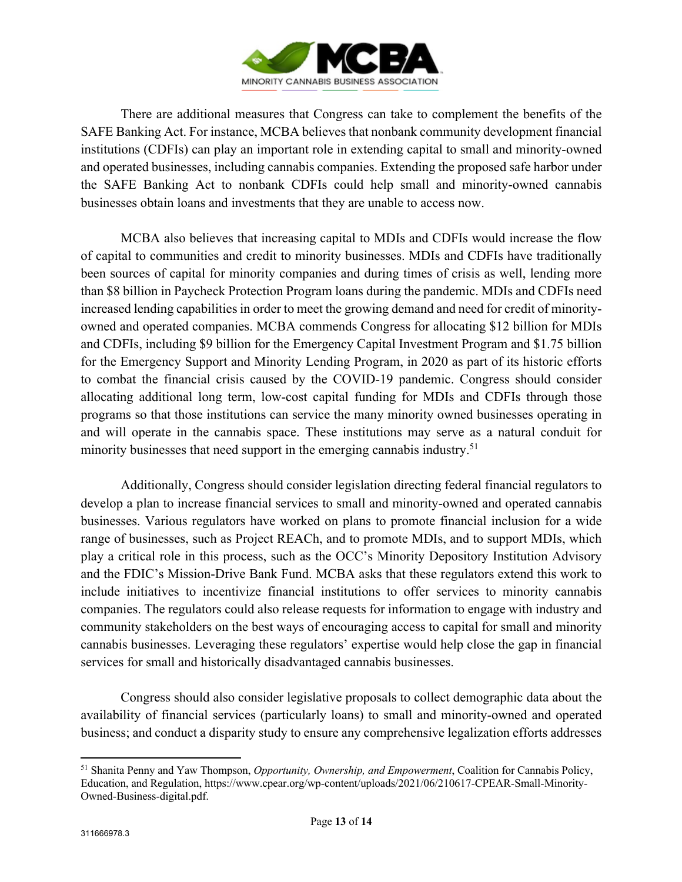There are additional measures that Congress can take to complement the benefits of the SAFE Banking Act. For instance, MCBA believes that nonbank community development financial institutions (CDFIs) can play an important role in extending capital to small and minority-owned and operated businesses, including cannabis companies. Extending the proposed safe harbor under the SAFE Banking Act to nonbank CDFIs could help small and minority-owned cannabis businesses obtain loans and investments that they are unable to access now.

MCBA also believes that increasing capital to MDIs and CDFIs would increase the flow of capital to communities and credit to minority businesses. MDIs and CDFIs have traditionally been sources of capital for minority companies and during times of crisis as well, lending more than $8 billion in Paycheck Protection Program loans during the pandemic. MDIs and CDFIs need increased lending capabilities in order to meet the growing demand and need for credit of minority-owned and operated companies. MCBA commends Congress for allocating $12 billion for MDIs and CDFIs, including $9 billion for the Emergency Capital Investment Program and $1.75 billion for the Emergency Support and Minority Lending Program, in 2020 as part of its historic efforts to combat the financial crisis caused by the COVID-19 pandemic. Congress should consider allocating additional long term, low-cost capital funding for MDIs and CDFIs through those programs so that those institutions can service the many minority owned businesses operating in and will operate in the cannabis space. These institutions may serve as a natural conduit for minority businesses that need support in the emerging cannabis industry.[51]

Additionally, Congress should consider legislation directing federal financial regulators to develop a plan to increase financial services to small and minority-owned and operated cannabis businesses. Various regulators have worked on plans to promote financial inclusion for a wide range of businesses, such as Project REACh, and to promote MDIs, and to support MDIs, which play a critical role in this process, such as the OCC's Minority Depository Institution Advisory and the FDIC's Mission-Drive Bank Fund. MCBA asks that these regulators extend this work to include initiatives to incentivize financial institutions to offer services to minority cannabis companies. The regulators could also release requests for information to engage with industry and community stakeholders on the best ways of encouraging access to capital for small and minority cannabis businesses. Leveraging these regulators' expertise would help close the gap in financial services for small and historically disadvantaged cannabis businesses.

Congress should also consider legislative proposals to collect demographic data about the availability of financial services (particularly loans) to small and minority-owned and operated business; and conduct a disparity study to ensure any comprehensive legalization efforts addresses

---

[51] Shanita Penny and Yaw Thompson, *Opportunity, Ownership, and Empowerment*, Coalition for Cannabis Policy, Education, and Regulation, https://www.cpear.org/wp-content/uploads/2021/06/210617-CPEAR-Small-Minority-Owned-Business-digital.pdf.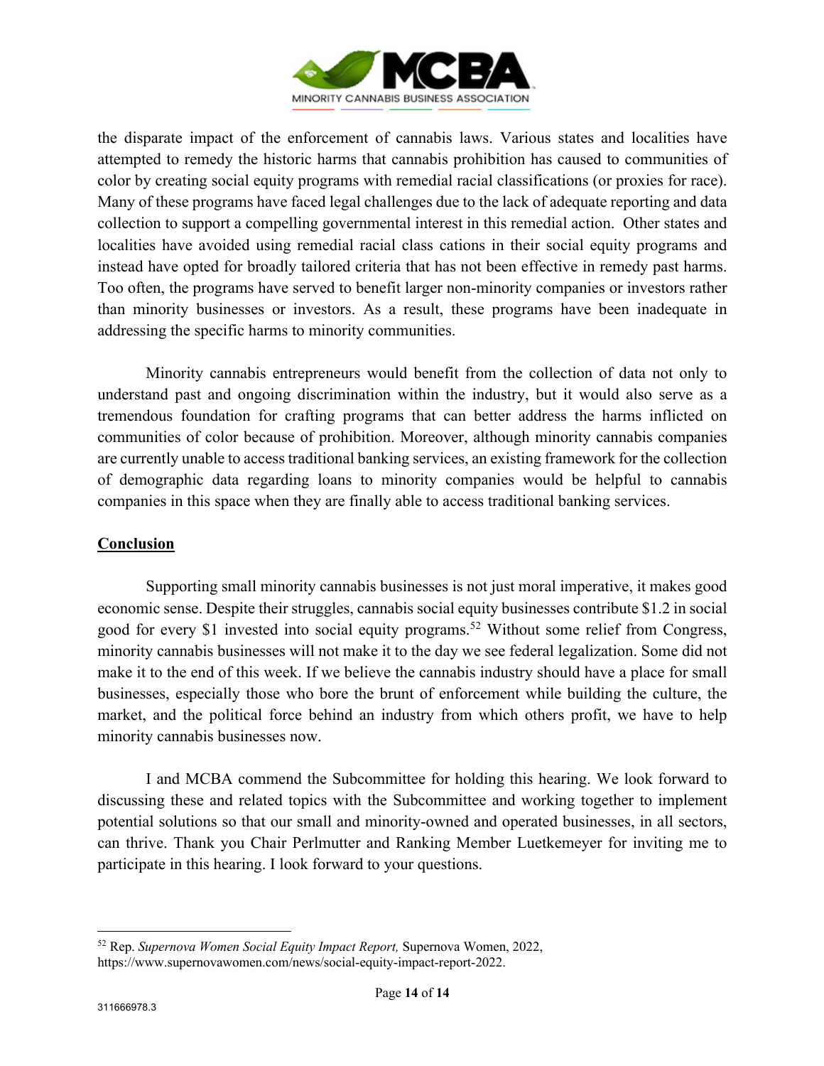the disparate impact of the enforcement of cannabis laws. Various states and localities have attempted to remedy the historic harms that cannabis prohibition has caused to communities of color by creating social equity programs with remedial racial classifications (or proxies for race). Many of these programs have faced legal challenges due to the lack of adequate reporting and data collection to support a compelling governmental interest in this remedial action. Other states and localities have avoided using remedial racial class cations in their social equity programs and instead have opted for broadly tailored criteria that has not been effective in remedy past harms. Too often, the programs have served to benefit larger non-minority companies or investors rather than minority businesses or investors. As a result, these programs have been inadequate in addressing the specific harms to minority communities.

Minority cannabis entrepreneurs would benefit from the collection of data not only to understand past and ongoing discrimination within the industry, but it would also serve as a tremendous foundation for crafting programs that can better address the harms inflicted on communities of color because of prohibition. Moreover, although minority cannabis companies are currently unable to access traditional banking services, an existing framework for the collection of demographic data regarding loans to minority companies would be helpful to cannabis companies in this space when they are finally able to access traditional banking services.

## Conclusion

Supporting small minority cannabis businesses is not just moral imperative, it makes good economic sense. Despite their struggles, cannabis social equity businesses contribute $1.2 in social good for every $1 invested into social equity programs.[52] Without some relief from Congress, minority cannabis businesses will not make it to the day we see federal legalization. Some did not make it to the end of this week. If we believe the cannabis industry should have a place for small businesses, especially those who bore the brunt of enforcement while building the culture, the market, and the political force behind an industry from which others profit, we have to help minority cannabis businesses now.

I and MCBA commend the Subcommittee for holding this hearing. We look forward to discussing these and related topics with the Subcommittee and working together to implement potential solutions so that our small and minority-owned and operated businesses, in all sectors, can thrive. Thank you Chair Perlmutter and Ranking Member Luetkemeyer for inviting me to participate in this hearing. I look forward to your questions.

[52] Rep. *Supernova Women Social Equity Impact Report,* Supernova Women, 2022, https://www.supernovawomen.com/news/social-equity-impact-report-2022.